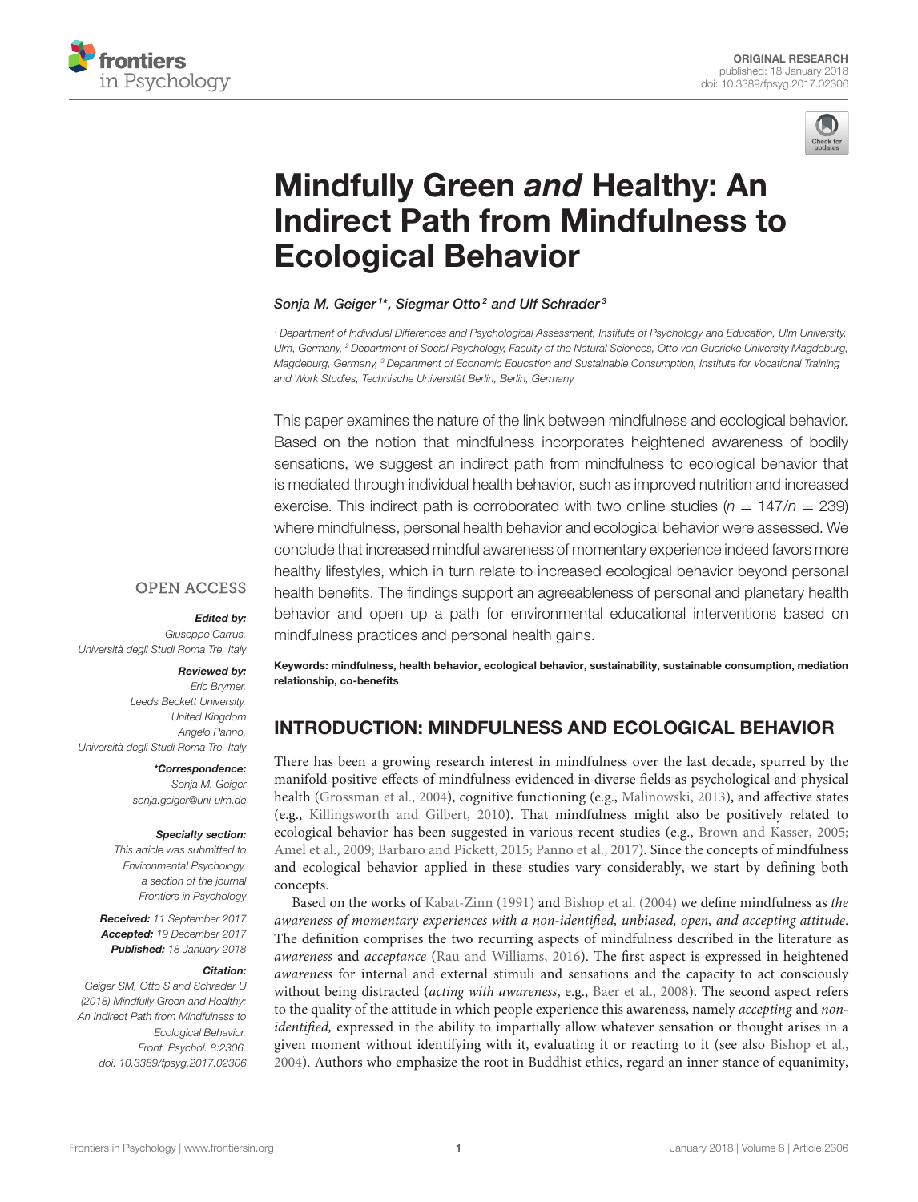ORIGINAL RESEARCH
published: 18 January 2018
doi: 10.3389/fpsyg.2017.02306

# Mindfully Green *and* Healthy: An Indirect Path from Mindfulness to Ecological Behavior

*Sonja M. Geiger[1]*, Siegmar Otto[2] and Ulf Schrader[3]*

[1] Department of Individual Differences and Psychological Assessment, Institute of Psychology and Education, Ulm University, Ulm, Germany, [2] Department of Social Psychology, Faculty of the Natural Sciences, Otto von Guericke University Magdeburg, Magdeburg, Germany, [3] Department of Economic Education and Sustainable Consumption, Institute for Vocational Training and Work Studies, Technische Universität Berlin, Berlin, Germany

This paper examines the nature of the link between mindfulness and ecological behavior. Based on the notion that mindfulness incorporates heightened awareness of bodily sensations, we suggest an indirect path from mindfulness to ecological behavior that is mediated through individual health behavior, such as improved nutrition and increased exercise. This indirect path is corroborated with two online studies ($n = 147/n = 239$) where mindfulness, personal health behavior and ecological behavior were assessed. We conclude that increased mindful awareness of momentary experience indeed favors more healthy lifestyles, which in turn relate to increased ecological behavior beyond personal health benefits. The findings support an agreeableness of personal and planetary health behavior and open up a path for environmental educational interventions based on mindfulness practices and personal health gains.

**Keywords: mindfulness, health behavior, ecological behavior, sustainability, sustainable consumption, mediation relationship, co-benefits**

OPEN ACCESS

***Edited by:***
*Giuseppe Carrus, Università degli Studi Roma Tre, Italy*

***Reviewed by:***
*Eric Brymer, Leeds Beckett University, United Kingdom*
*Angelo Panno, Università degli Studi Roma Tre, Italy*

***\*Correspondence:***
*Sonja M. Geiger*
*sonja.geiger@uni-ulm.de*

***Specialty section:***
*This article was submitted to Environmental Psychology, a section of the journal Frontiers in Psychology*

***Received:*** *11 September 2017*
***Accepted:*** *19 December 2017*
***Published:*** *18 January 2018*

***Citation:***
*Geiger SM, Otto S and Schrader U (2018) Mindfully Green and Healthy: An Indirect Path from Mindfulness to Ecological Behavior. Front. Psychol. 8:2306. doi: 10.3389/fpsyg.2017.02306*

## INTRODUCTION: MINDFULNESS AND ECOLOGICAL BEHAVIOR

There has been a growing research interest in mindfulness over the last decade, spurred by the manifold positive effects of mindfulness evidenced in diverse fields as psychological and physical health (Grossman et al., 2004), cognitive functioning (e.g., Malinowski, 2013), and affective states (e.g., Killingsworth and Gilbert, 2010). That mindfulness might also be positively related to ecological behavior has been suggested in various recent studies (e.g., Brown and Kasser, 2005; Amel et al., 2009; Barbaro and Pickett, 2015; Panno et al., 2017). Since the concepts of mindfulness and ecological behavior applied in these studies vary considerably, we start by defining both concepts.

Based on the works of Kabat-Zinn (1991) and Bishop et al. (2004) we define mindfulness as *the awareness of momentary experiences with a non-identified, unbiased, open, and accepting attitude.* The definition comprises the two recurring aspects of mindfulness described in the literature as *awareness* and *acceptance* (Rau and Williams, 2016). The first aspect is expressed in heightened *awareness* for internal and external stimuli and sensations and the capacity to act consciously without being distracted (*acting with awareness*, e.g., Baer et al., 2008). The second aspect refers to the quality of the attitude in which people experience this awareness, namely *accepting* and *non-identified,* expressed in the ability to impartially allow whatever sensation or thought arises in a given moment without identifying with it, evaluating it or reacting to it (see also Bishop et al., 2004). Authors who emphasize the root in Buddhist ethics, regard an inner stance of equanimity,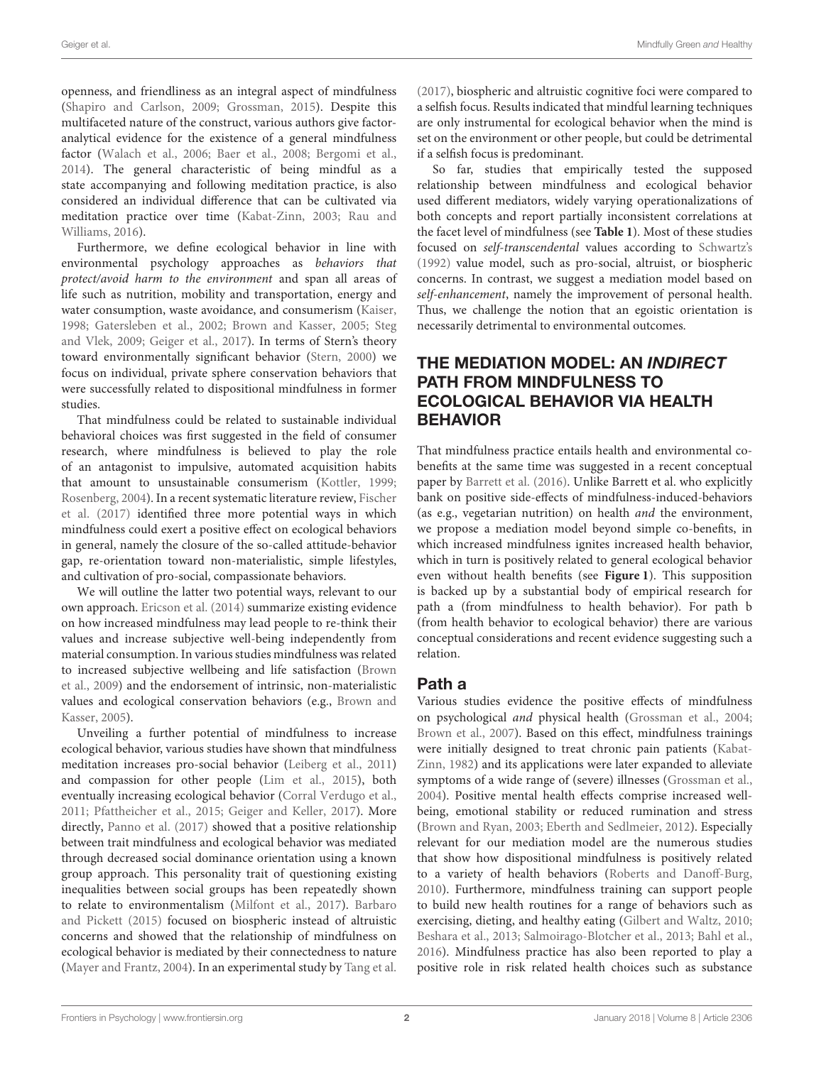openness, and friendliness as an integral aspect of mindfulness (Shapiro and Carlson, 2009; Grossman, 2015). Despite this multifaceted nature of the construct, various authors give factor-analytical evidence for the existence of a general mindfulness factor (Walach et al., 2006; Baer et al., 2008; Bergomi et al., 2014). The general characteristic of being mindful as a state accompanying and following meditation practice, is also considered an individual difference that can be cultivated via meditation practice over time (Kabat-Zinn, 2003; Rau and Williams, 2016).

Furthermore, we define ecological behavior in line with environmental psychology approaches as *behaviors that protect/avoid harm to the environment* and span all areas of life such as nutrition, mobility and transportation, energy and water consumption, waste avoidance, and consumerism (Kaiser, 1998; Gatersleben et al., 2002; Brown and Kasser, 2005; Steg and Vlek, 2009; Geiger et al., 2017). In terms of Stern's theory toward environmentally significant behavior (Stern, 2000) we focus on individual, private sphere conservation behaviors that were successfully related to dispositional mindfulness in former studies.

That mindfulness could be related to sustainable individual behavioral choices was first suggested in the field of consumer research, where mindfulness is believed to play the role of an antagonist to impulsive, automated acquisition habits that amount to unsustainable consumerism (Kottler, 1999; Rosenberg, 2004). In a recent systematic literature review, Fischer et al. (2017) identified three more potential ways in which mindfulness could exert a positive effect on ecological behaviors in general, namely the closure of the so-called attitude-behavior gap, re-orientation toward non-materialistic, simple lifestyles, and cultivation of pro-social, compassionate behaviors.

We will outline the latter two potential ways, relevant to our own approach. Ericson et al. (2014) summarize existing evidence on how increased mindfulness may lead people to re-think their values and increase subjective well-being independently from material consumption. In various studies mindfulness was related to increased subjective wellbeing and life satisfaction (Brown et al., 2009) and the endorsement of intrinsic, non-materialistic values and ecological conservation behaviors (e.g., Brown and Kasser, 2005).

Unveiling a further potential of mindfulness to increase ecological behavior, various studies have shown that mindfulness meditation increases pro-social behavior (Leiberg et al., 2011) and compassion for other people (Lim et al., 2015), both eventually increasing ecological behavior (Corral Verdugo et al., 2011; Pfattheicher et al., 2015; Geiger and Keller, 2017). More directly, Panno et al. (2017) showed that a positive relationship between trait mindfulness and ecological behavior was mediated through decreased social dominance orientation using a known group approach. This personality trait of questioning existing inequalities between social groups has been repeatedly shown to relate to environmentalism (Milfont et al., 2017). Barbaro and Pickett (2015) focused on biospheric instead of altruistic concerns and showed that the relationship of mindfulness on ecological behavior is mediated by their connectedness to nature (Mayer and Frantz, 2004). In an experimental study by Tang et al. (2017), biospheric and altruistic cognitive foci were compared to a selfish focus. Results indicated that mindful learning techniques are only instrumental for ecological behavior when the mind is set on the environment or other people, but could be detrimental if a selfish focus is predominant.

So far, studies that empirically tested the supposed relationship between mindfulness and ecological behavior used different mediators, widely varying operationalizations of both concepts and report partially inconsistent correlations at the facet level of mindfulness (see **Table 1**). Most of these studies focused on *self-transcendental* values according to Schwartz's (1992) value model, such as pro-social, altruist, or biospheric concerns. In contrast, we suggest a mediation model based on *self-enhancement*, namely the improvement of personal health. Thus, we challenge the notion that an egoistic orientation is necessarily detrimental to environmental outcomes.

## THE MEDIATION MODEL: AN *INDIRECT* PATH FROM MINDFULNESS TO ECOLOGICAL BEHAVIOR VIA HEALTH BEHAVIOR

That mindfulness practice entails health and environmental co-benefits at the same time was suggested in a recent conceptual paper by Barrett et al. (2016). Unlike Barrett et al. who explicitly bank on positive side-effects of mindfulness-induced-behaviors (as e.g., vegetarian nutrition) on health *and* the environment, we propose a mediation model beyond simple co-benefits, in which increased mindfulness ignites increased health behavior, which in turn is positively related to general ecological behavior even without health benefits (see **Figure 1**). This supposition is backed up by a substantial body of empirical research for path a (from mindfulness to health behavior). For path b (from health behavior to ecological behavior) there are various conceptual considerations and recent evidence suggesting such a relation.

### Path a

Various studies evidence the positive effects of mindfulness on psychological *and* physical health (Grossman et al., 2004; Brown et al., 2007). Based on this effect, mindfulness trainings were initially designed to treat chronic pain patients (Kabat-Zinn, 1982) and its applications were later expanded to alleviate symptoms of a wide range of (severe) illnesses (Grossman et al., 2004). Positive mental health effects comprise increased well-being, emotional stability or reduced rumination and stress (Brown and Ryan, 2003; Eberth and Sedlmeier, 2012). Especially relevant for our mediation model are the numerous studies that show how dispositional mindfulness is positively related to a variety of health behaviors (Roberts and Danoff-Burg, 2010). Furthermore, mindfulness training can support people to build new health routines for a range of behaviors such as exercising, dieting, and healthy eating (Gilbert and Waltz, 2010; Beshara et al., 2013; Salmoirago-Blotcher et al., 2013; Bahl et al., 2016). Mindfulness practice has also been reported to play a positive role in risk related health choices such as substance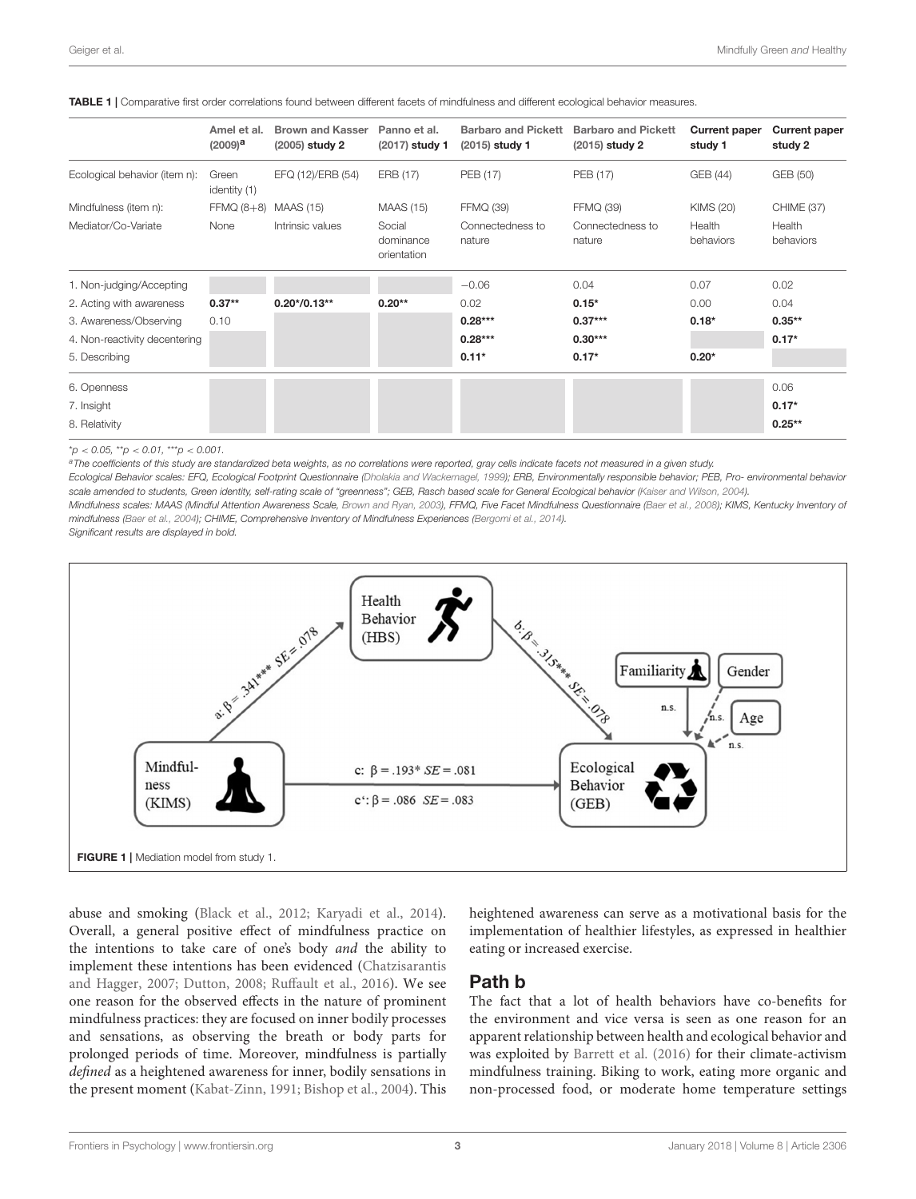**TABLE 1 |** Comparative first order correlations found between different facets of mindfulness and different ecological behavior measures.

| | Amel et al. (2009)[a] | Brown and Kasser (2005) study 2 | Panno et al. (2017) study 1 | Barbaro and Pickett (2015) study 1 | Barbaro and Pickett (2015) study 2 | Current paper study 1 | Current paper study 2 |
|---|---|---|---|---|---|---|---|
| Ecological behavior (item n): | Green identity (1) | EFQ (12)/ERB (54) | ERB (17) | PEB (17) | PEB (17) | GEB (44) | GEB (50) |
| Mindfulness (item n): | FFMQ (8+8) | MAAS (15) | MAAS (15) | FFMQ (39) | FFMQ (39) | KIMS (20) | CHIME (37) |
| Mediator/Co-Variate | None | Intrinsic values | Social dominance orientation | Connectedness to nature | Connectedness to nature | Health behaviors | Health behaviors |
| 1. Non-judging/Accepting | | | | −0.06 | 0.04 | 0.07 | 0.02 |
| 2. Acting with awareness | **0.37**\*\* | **0.20\*/0.13**\*\* | **0.20**\*\* | 0.02 | **0.15**\* | 0.00 | 0.04 |
| 3. Awareness/Observing | 0.10 | | | **0.28**\*\*\* | **0.37**\*\*\* | **0.18**\* | **0.35**\*\* |
| 4. Non-reactivity decentering | | | | **0.28**\*\*\* | **0.30**\*\*\* | | **0.17**\* |
| 5. Describing | | | | **0.11**\* | **0.17**\* | **0.20**\* | |
| 6. Openness | | | | | | | 0.06 |
| 7. Insight | | | | | | | **0.17**\* |
| 8. Relativity | | | | | | | **0.25**\*\* |

\*$p < 0.05$, \*\*$p < 0.01$, \*\*\*$p < 0.001$.

[a]The coefficients of this study are standardized beta weights, as no correlations were reported, gray cells indicate facets not measured in a given study.

*Ecological Behavior scales: EFQ, Ecological Footprint Questionnaire (Dholakia and Wackernagel, 1999); ERB, Environmentally responsible behavior; PEB, Pro- environmental behavior scale amended to students, Green identity, self-rating scale of "greenness"; GEB, Rasch based scale for General Ecological behavior (Kaiser and Wilson, 2004).*

*Mindfulness scales: MAAS (Mindful Attention Awareness Scale, Brown and Ryan, 2003), FFMQ, Five Facet Mindfulness Questionnaire (Baer et al., 2008); KIMS, Kentucky Inventory of mindfulness (Baer et al., 2004); CHIME, Comprehensive Inventory of Mindfulness Experiences (Bergomi et al., 2014).*

*Significant results are displayed in bold.*

**FIGURE 1 |** Mediation model from study 1.

abuse and smoking (Black et al., 2012; Karyadi et al., 2014). Overall, a general positive effect of mindfulness practice on the intentions to take care of one's body *and* the ability to implement these intentions has been evidenced (Chatzisarantis and Hagger, 2007; Dutton, 2008; Ruffault et al., 2016). We see one reason for the observed effects in the nature of prominent mindfulness practices: they are focused on inner bodily processes and sensations, as observing the breath or body parts for prolonged periods of time. Moreover, mindfulness is partially *defined* as a heightened awareness for inner, bodily sensations in the present moment (Kabat-Zinn, 1991; Bishop et al., 2004). This heightened awareness can serve as a motivational basis for the implementation of healthier lifestyles, as expressed in healthier eating or increased exercise.

## Path b

The fact that a lot of health behaviors have co-benefits for the environment and vice versa is seen as one reason for an apparent relationship between health and ecological behavior and was exploited by Barrett et al. (2016) for their climate-activism mindfulness training. Biking to work, eating more organic and non-processed food, or moderate home temperature settings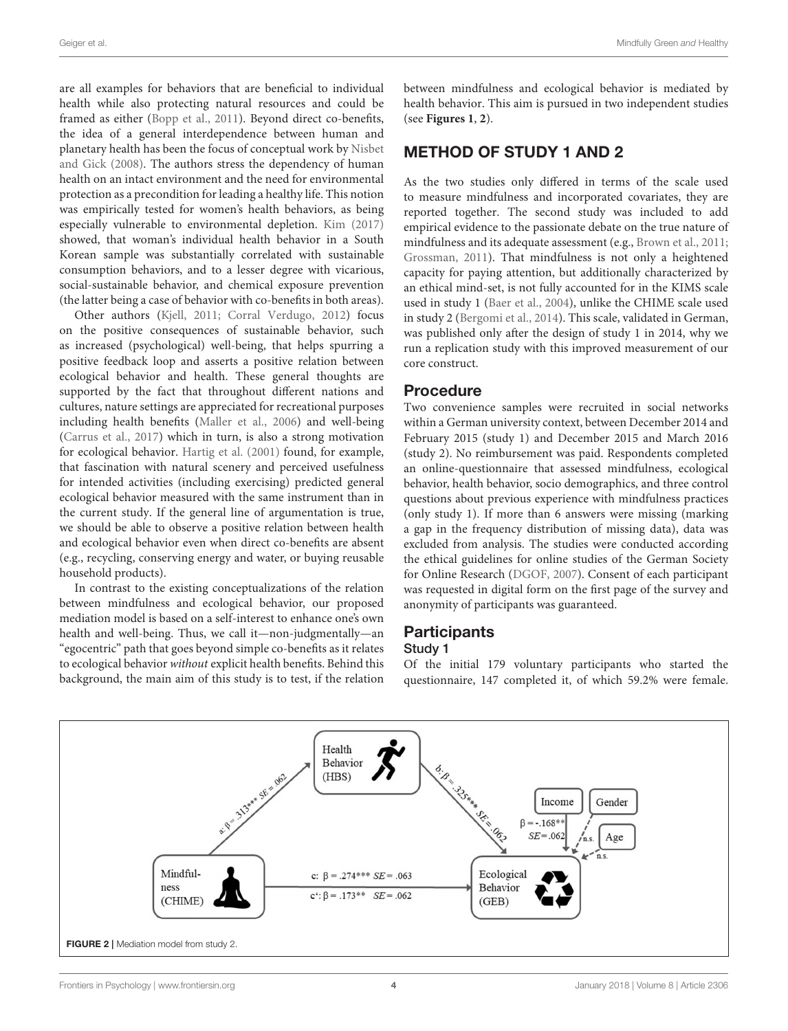are all examples for behaviors that are beneficial to individual health while also protecting natural resources and could be framed as either (Bopp et al., 2011). Beyond direct co-benefits, the idea of a general interdependence between human and planetary health has been the focus of conceptual work by Nisbet and Gick (2008). The authors stress the dependency of human health on an intact environment and the need for environmental protection as a precondition for leading a healthy life. This notion was empirically tested for women's health behaviors, as being especially vulnerable to environmental depletion. Kim (2017) showed, that woman's individual health behavior in a South Korean sample was substantially correlated with sustainable consumption behaviors, and to a lesser degree with vicarious, social-sustainable behavior, and chemical exposure prevention (the latter being a case of behavior with co-benefits in both areas).

Other authors (Kjell, 2011; Corral Verdugo, 2012) focus on the positive consequences of sustainable behavior, such as increased (psychological) well-being, that helps spurring a positive feedback loop and asserts a positive relation between ecological behavior and health. These general thoughts are supported by the fact that throughout different nations and cultures, nature settings are appreciated for recreational purposes including health benefits (Maller et al., 2006) and well-being (Carrus et al., 2017) which in turn, is also a strong motivation for ecological behavior. Hartig et al. (2001) found, for example, that fascination with natural scenery and perceived usefulness for intended activities (including exercising) predicted general ecological behavior measured with the same instrument than in the current study. If the general line of argumentation is true, we should be able to observe a positive relation between health and ecological behavior even when direct co-benefits are absent (e.g., recycling, conserving energy and water, or buying reusable household products).

In contrast to the existing conceptualizations of the relation between mindfulness and ecological behavior, our proposed mediation model is based on a self-interest to enhance one's own health and well-being. Thus, we call it—non-judgmentally—an "egocentric" path that goes beyond simple co-benefits as it relates to ecological behavior *without* explicit health benefits. Behind this background, the main aim of this study is to test, if the relation between mindfulness and ecological behavior is mediated by health behavior. This aim is pursued in two independent studies (see **Figures 1**, **2**).

## METHOD OF STUDY 1 AND 2

As the two studies only differed in terms of the scale used to measure mindfulness and incorporated covariates, they are reported together. The second study was included to add empirical evidence to the passionate debate on the true nature of mindfulness and its adequate assessment (e.g., Brown et al., 2011; Grossman, 2011). That mindfulness is not only a heightened capacity for paying attention, but additionally characterized by an ethical mind-set, is not fully accounted for in the KIMS scale used in study 1 (Baer et al., 2004), unlike the CHIME scale used in study 2 (Bergomi et al., 2014). This scale, validated in German, was published only after the design of study 1 in 2014, why we run a replication study with this improved measurement of our core construct.

### Procedure

Two convenience samples were recruited in social networks within a German university context, between December 2014 and February 2015 (study 1) and December 2015 and March 2016 (study 2). No reimbursement was paid. Respondents completed an online-questionnaire that assessed mindfulness, ecological behavior, health behavior, socio demographics, and three control questions about previous experience with mindfulness practices (only study 1). If more than 6 answers were missing (marking a gap in the frequency distribution of missing data), data was excluded from analysis. The studies were conducted according the ethical guidelines for online studies of the German Society for Online Research (DGOF, 2007). Consent of each participant was requested in digital form on the first page of the survey and anonymity of participants was guaranteed.

### Participants

#### Study 1

Of the initial 179 voluntary participants who started the questionnaire, 147 completed it, of which 59.2% were female.

Health Behavior (HBS)

Mindfulness (CHIME)

Ecological Behavior (GEB)

a: $\beta = .313^{***}$ $SE = .062$

b: $\beta = .325^{***}$ $SE = .062$

c: $\beta = .274^{***}$ $SE = .063$

c': $\beta = .173^{**}$ $SE = .062$

Income: $\beta = -.168^{**}$ $SE = .062$

Gender: n.s.

Age: n.s.

**FIGURE 2** | Mediation model from study 2.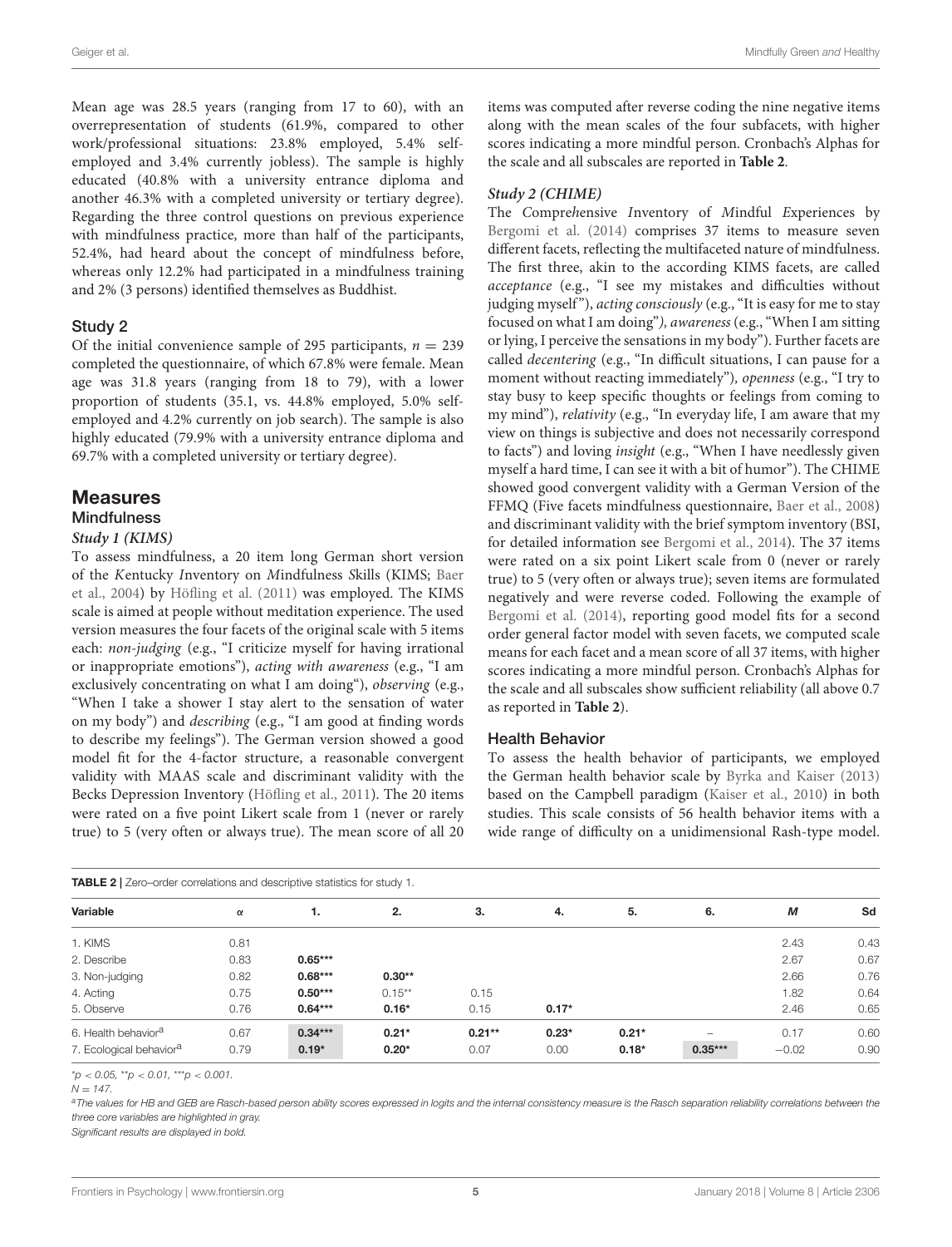Mean age was 28.5 years (ranging from 17 to 60), with an overrepresentation of students (61.9%, compared to other work/professional situations: 23.8% employed, 5.4% self-employed and 3.4% currently jobless). The sample is highly educated (40.8% with a university entrance diploma and another 46.3% with a completed university or tertiary degree). Regarding the three control questions on previous experience with mindfulness practice, more than half of the participants, 52.4%, had heard about the concept of mindfulness before, whereas only 12.2% had participated in a mindfulness training and 2% (3 persons) identified themselves as Buddhist.

### Study 2

Of the initial convenience sample of 295 participants, $n = 239$ completed the questionnaire, of which 67.8% were female. Mean age was 31.8 years (ranging from 18 to 79), with a lower proportion of students (35.1, vs. 44.8% employed, 5.0% self-employed and 4.2% currently on job search). The sample is also highly educated (79.9% with a university entrance diploma and 69.7% with a completed university or tertiary degree).

## Measures

### Mindfulness

#### *Study 1 (KIMS)*

To assess mindfulness, a 20 item long German short version of the *K*entucky *I*nventory on *M*indfulness *S*kills (KIMS; Baer et al., 2004) by Höfling et al. (2011) was employed. The KIMS scale is aimed at people without meditation experience. The used version measures the four facets of the original scale with 5 items each: *non-judging* (e.g., "I criticize myself for having irrational or inappropriate emotions"), *acting with awareness* (e.g., "I am exclusively concentrating on what I am doing"), *observing* (e.g., "When I take a shower I stay alert to the sensation of water on my body") and *describing* (e.g., "I am good at finding words to describe my feelings"). The German version showed a good model fit for the 4-factor structure, a reasonable convergent validity with MAAS scale and discriminant validity with the Becks Depression Inventory (Höfling et al., 2011). The 20 items were rated on a five point Likert scale from 1 (never or rarely true) to 5 (very often or always true). The mean score of all 20 items was computed after reverse coding the nine negative items along with the mean scales of the four subfacets, with higher scores indicating a more mindful person. Cronbach's Alphas for the scale and all subscales are reported in **Table 2**.

#### *Study 2 (CHIME)*

The *C*ompre*h*ensive *I*nventory of *M*indful *E*xperiences by Bergomi et al. (2014) comprises 37 items to measure seven different facets, reflecting the multifaceted nature of mindfulness. The first three, akin to the according KIMS facets, are called *acceptance* (e.g., "I see my mistakes and difficulties without judging myself"), *acting consciously* (e.g., "It is easy for me to stay focused on what I am doing"), *awareness* (e.g., "When I am sitting or lying, I perceive the sensations in my body"). Further facets are called *decentering* (e.g., "In difficult situations, I can pause for a moment without reacting immediately"), *openness* (e.g., "I try to stay busy to keep specific thoughts or feelings from coming to my mind"), *relativity* (e.g., "In everyday life, I am aware that my view on things is subjective and does not necessarily correspond to facts") and loving *insight* (e.g., "When I have needlessly given myself a hard time, I can see it with a bit of humor"). The CHIME showed good convergent validity with a German Version of the FFMQ (Five facets mindfulness questionnaire, Baer et al., 2008) and discriminant validity with the brief symptom inventory (BSI, for detailed information see Bergomi et al., 2014). The 37 items were rated on a six point Likert scale from 0 (never or rarely true) to 5 (very often or always true); seven items are formulated negatively and were reverse coded. Following the example of Bergomi et al. (2014), reporting good model fits for a second order general factor model with seven facets, we computed scale means for each facet and a mean score of all 37 items, with higher scores indicating a more mindful person. Cronbach's Alphas for the scale and all subscales show sufficient reliability (all above 0.7 as reported in **Table 2**).

### Health Behavior

To assess the health behavior of participants, we employed the German health behavior scale by Byrka and Kaiser (2013) based on the Campbell paradigm (Kaiser et al., 2010) in both studies. This scale consists of 56 health behavior items with a wide range of difficulty on a unidimensional Rash-type model.

**TABLE 2** | Zero–order correlations and descriptive statistics for study 1.

| Variable | α | 1. | 2. | 3. | 4. | 5. | 6. | *M* | Sd |
|---|---|---|---|---|---|---|---|---|---|
| 1. KIMS | 0.81 | | | | | | | 2.43 | 0.43 |
| 2. Describe | 0.83 | **0.65\*\*\*** | | | | | | 2.67 | 0.67 |
| 3. Non-judging | 0.82 | **0.68\*\*\*** | **0.30\*\*** | | | | | 2.66 | 0.76 |
| 4. Acting | 0.75 | **0.50\*\*\*** | 0.15\*\* | 0.15 | | | | 1.82 | 0.64 |
| 5. Observe | 0.76 | **0.64\*\*\*** | **0.16\*** | 0.15 | **0.17\*** | | | 2.46 | 0.65 |
| 6. Health behavior[a] | 0.67 | **0.34\*\*\*** | **0.21\*** | **0.21\*\*** | **0.23\*** | **0.21\*** | – | 0.17 | 0.60 |
| 7. Ecological behavior[a] | 0.79 | **0.19\*** | **0.20\*** | 0.07 | 0.00 | **0.18\*** | **0.35\*\*\*** | −0.02 | 0.90 |

\*$p < 0.05$, \*\*$p < 0.01$, \*\*\*$p < 0.001$.

$N = 147$.

[a]The values for HB and GEB are Rasch-based person ability scores expressed in logits and the internal consistency measure is the Rasch separation reliability correlations between the three core variables are highlighted in gray.

Significant results are displayed in bold.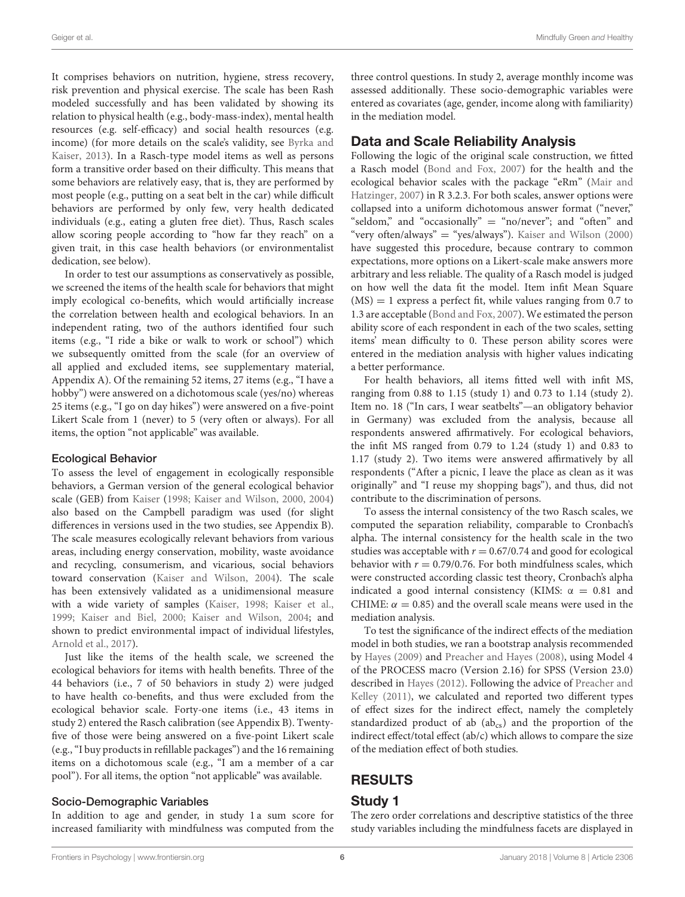It comprises behaviors on nutrition, hygiene, stress recovery, risk prevention and physical exercise. The scale has been Rash modeled successfully and has been validated by showing its relation to physical health (e.g., body-mass-index), mental health resources (e.g. self-efficacy) and social health resources (e.g. income) (for more details on the scale's validity, see Byrka and Kaiser, 2013). In a Rasch-type model items as well as persons form a transitive order based on their difficulty. This means that some behaviors are relatively easy, that is, they are performed by most people (e.g., putting on a seat belt in the car) while difficult behaviors are performed by only few, very health dedicated individuals (e.g., eating a gluten free diet). Thus, Rasch scales allow scoring people according to "how far they reach" on a given trait, in this case health behaviors (or environmentalist dedication, see below).

In order to test our assumptions as conservatively as possible, we screened the items of the health scale for behaviors that might imply ecological co-benefits, which would artificially increase the correlation between health and ecological behaviors. In an independent rating, two of the authors identified four such items (e.g., "I ride a bike or walk to work or school") which we subsequently omitted from the scale (for an overview of all applied and excluded items, see supplementary material, Appendix A). Of the remaining 52 items, 27 items (e.g., "I have a hobby") were answered on a dichotomous scale (yes/no) whereas 25 items (e.g., "I go on day hikes") were answered on a five-point Likert Scale from 1 (never) to 5 (very often or always). For all items, the option "not applicable" was available.

#### Ecological Behavior

To assess the level of engagement in ecologically responsible behaviors, a German version of the general ecological behavior scale (GEB) from Kaiser (1998; Kaiser and Wilson, 2000, 2004) also based on the Campbell paradigm was used (for slight differences in versions used in the two studies, see Appendix B). The scale measures ecologically relevant behaviors from various areas, including energy conservation, mobility, waste avoidance and recycling, consumerism, and vicarious, social behaviors toward conservation (Kaiser and Wilson, 2004). The scale has been extensively validated as a unidimensional measure with a wide variety of samples (Kaiser, 1998; Kaiser et al., 1999; Kaiser and Biel, 2000; Kaiser and Wilson, 2004; and shown to predict environmental impact of individual lifestyles, Arnold et al., 2017).

Just like the items of the health scale, we screened the ecological behaviors for items with health benefits. Three of the 44 behaviors (i.e., 7 of 50 behaviors in study 2) were judged to have health co-benefits, and thus were excluded from the ecological behavior scale. Forty-one items (i.e., 43 items in study 2) entered the Rasch calibration (see Appendix B). Twenty-five of those were being answered on a five-point Likert scale (e.g., "I buy products in refillable packages") and the 16 remaining items on a dichotomous scale (e.g., "I am a member of a car pool"). For all items, the option "not applicable" was available.

#### Socio-Demographic Variables

In addition to age and gender, in study 1 a sum score for increased familiarity with mindfulness was computed from the three control questions. In study 2, average monthly income was assessed additionally. These socio-demographic variables were entered as covariates (age, gender, income along with familiarity) in the mediation model.

## Data and Scale Reliability Analysis

Following the logic of the original scale construction, we fitted a Rasch model (Bond and Fox, 2007) for the health and the ecological behavior scales with the package "eRm" (Mair and Hatzinger, 2007) in R 3.2.3. For both scales, answer options were collapsed into a uniform dichotomous answer format ("never," "seldom," and "occasionally" = "no/never"; and "often" and "very often/always" = "yes/always"). Kaiser and Wilson (2000) have suggested this procedure, because contrary to common expectations, more options on a Likert-scale make answers more arbitrary and less reliable. The quality of a Rasch model is judged on how well the data fit the model. Item infit Mean Square (MS) = 1 express a perfect fit, while values ranging from 0.7 to 1.3 are acceptable (Bond and Fox, 2007). We estimated the person ability score of each respondent in each of the two scales, setting items' mean difficulty to 0. These person ability scores were entered in the mediation analysis with higher values indicating a better performance.

For health behaviors, all items fitted well with infit MS, ranging from 0.88 to 1.15 (study 1) and 0.73 to 1.14 (study 2). Item no. 18 ("In cars, I wear seatbelts"—an obligatory behavior in Germany) was excluded from the analysis, because all respondents answered affirmatively. For ecological behaviors, the infit MS ranged from 0.79 to 1.24 (study 1) and 0.83 to 1.17 (study 2). Two items were answered affirmatively by all respondents ("After a picnic, I leave the place as clean as it was originally" and "I reuse my shopping bags"), and thus, did not contribute to the discrimination of persons.

To assess the internal consistency of the two Rasch scales, we computed the separation reliability, comparable to Cronbach's alpha. The internal consistency for the health scale in the two studies was acceptable with $r = 0.67/0.74$ and good for ecological behavior with $r = 0.79/0.76$. For both mindfulness scales, which were constructed according classic test theory, Cronbach's alpha indicated a good internal consistency (KIMS: $\alpha = 0.81$ and CHIME: $\alpha = 0.85$) and the overall scale means were used in the mediation analysis.

To test the significance of the indirect effects of the mediation model in both studies, we ran a bootstrap analysis recommended by Hayes (2009) and Preacher and Hayes (2008), using Model 4 of the PROCESS macro (Version 2.16) for SPSS (Version 23.0) described in Hayes (2012). Following the advice of Preacher and Kelley (2011), we calculated and reported two different types of effect sizes for the indirect effect, namely the completely standardized product of ab ($ab_{cs}$) and the proportion of the indirect effect/total effect (ab/c) which allows to compare the size of the mediation effect of both studies.

# RESULTS

## Study 1

The zero order correlations and descriptive statistics of the three study variables including the mindfulness facets are displayed in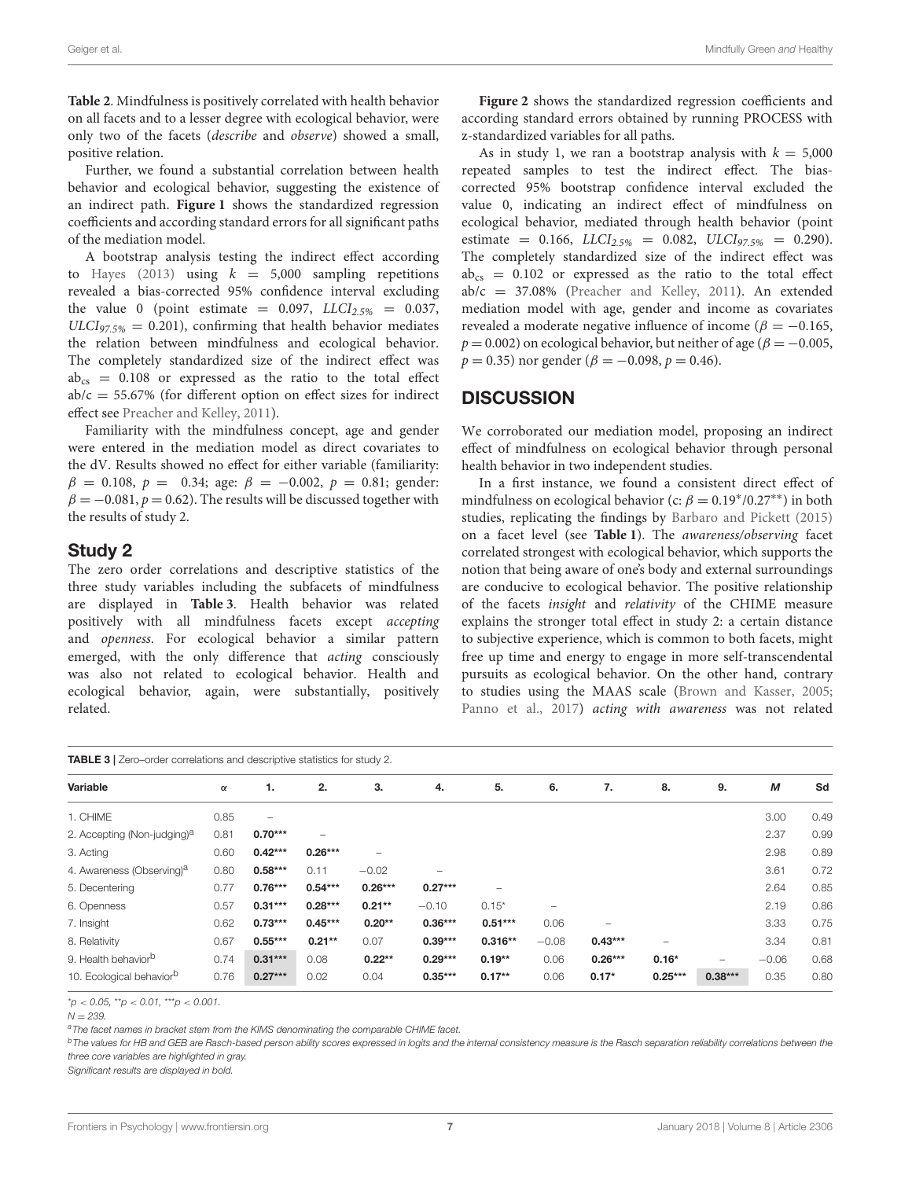**Table 2**. Mindfulness is positively correlated with health behavior on all facets and to a lesser degree with ecological behavior, were only two of the facets (*describe* and *observe*) showed a small, positive relation.

Further, we found a substantial correlation between health behavior and ecological behavior, suggesting the existence of an indirect path. **Figure 1** shows the standardized regression coefficients and according standard errors for all significant paths of the mediation model.

A bootstrap analysis testing the indirect effect according to Hayes (2013) using $k = 5{,}000$ sampling repetitions revealed a bias-corrected 95% confidence interval excluding the value 0 (point estimate = 0.097, $LLCI_{2.5\%} = 0.037$, $ULCI_{97.5\%} = 0.201$), confirming that health behavior mediates the relation between mindfulness and ecological behavior. The completely standardized size of the indirect effect was $ab_{cs} = 0.108$ or expressed as the ratio to the total effect $ab/c = 55.67\%$ (for different option on effect sizes for indirect effect see Preacher and Kelley, 2011).

Familiarity with the mindfulness concept, age and gender were entered in the mediation model as direct covariates to the dV. Results showed no effect for either variable (familiarity: $\beta = 0.108$, $p = 0.34$; age: $\beta = -0.002$, $p = 0.81$; gender: $\beta = -0.081$, $p = 0.62$). The results will be discussed together with the results of study 2.

## Study 2

The zero order correlations and descriptive statistics of the three study variables including the subfacets of mindfulness are displayed in **Table 3**. Health behavior was related positively with all mindfulness facets except *accepting* and *openness*. For ecological behavior a similar pattern emerged, with the only difference that *acting* consciously was also not related to ecological behavior. Health and ecological behavior, again, were substantially, positively related.

**Figure 2** shows the standardized regression coefficients and according standard errors obtained by running PROCESS with z-standardized variables for all paths.

As in study 1, we ran a bootstrap analysis with $k = 5{,}000$ repeated samples to test the indirect effect. The bias-corrected 95% bootstrap confidence interval excluded the value 0, indicating an indirect effect of mindfulness on ecological behavior, mediated through health behavior (point estimate = 0.166, $LLCI_{2.5\%} = 0.082$, $ULCI_{97.5\%} = 0.290$). The completely standardized size of the indirect effect was $ab_{cs} = 0.102$ or expressed as the ratio to the total effect $ab/c = 37.08\%$ (Preacher and Kelley, 2011). An extended mediation model with age, gender and income as covariates revealed a moderate negative influence of income ($\beta = -0.165$, $p = 0.002$) on ecological behavior, but neither of age ($\beta = -0.005$, $p = 0.35$) nor gender ($\beta = -0.098$, $p = 0.46$).

# DISCUSSION

We corroborated our mediation model, proposing an indirect effect of mindfulness on ecological behavior through personal health behavior in two independent studies.

In a first instance, we found a consistent direct effect of mindfulness on ecological behavior (c: $\beta = 0.19^{*}/0.27^{**}$) in both studies, replicating the findings by Barbaro and Pickett (2015) on a facet level (see **Table 1**). The *awareness/observing* facet correlated strongest with ecological behavior, which supports the notion that being aware of one's body and external surroundings are conducive to ecological behavior. The positive relationship of the facets *insight* and *relativity* of the CHIME measure explains the stronger total effect in study 2: a certain distance to subjective experience, which is common to both facets, might free up time and energy to engage in more self-transcendental pursuits as ecological behavior. On the other hand, contrary to studies using the MAAS scale (Brown and Kasser, 2005; Panno et al., 2017) *acting with awareness* was not related

**TABLE 3** | Zero–order correlations and descriptive statistics for study 2.

| Variable | α | 1. | 2. | 3. | 4. | 5. | 6. | 7. | 8. | 9. | M | Sd |
|---|---|---|---|---|---|---|---|---|---|---|---|---|
| 1. CHIME | 0.85 | – | | | | | | | | | 3.00 | 0.49 |
| 2. Accepting (Non-judging)[a] | 0.81 | **0.70*** ** | – | | | | | | | | 2.37 | 0.99 |
| 3. Acting | 0.60 | **0.42*** ** | **0.26*** ** | – | | | | | | | 2.98 | 0.89 |
| 4. Awareness (Observing)[a] | 0.80 | **0.58*** ** | 0.11 | −0.02 | – | | | | | | 3.61 | 0.72 |
| 5. Decentering | 0.77 | **0.76*** ** | **0.54*** ** | **0.26*** ** | **0.27*** ** | – | | | | | 2.64 | 0.85 |
| 6. Openness | 0.57 | **0.31*** ** | **0.28*** ** | **0.21** ** | −0.10 | 0.15* | – | | | | 2.19 | 0.86 |
| 7. Insight | 0.62 | **0.73*** ** | **0.45*** ** | **0.20** ** | **0.36*** ** | **0.51*** ** | 0.06 | – | | | 3.33 | 0.75 |
| 8. Relativity | 0.67 | **0.55*** ** | **0.21** ** | 0.07 | **0.39*** ** | **0.316** ** | −0.08 | **0.43*** ** | – | | 3.34 | 0.81 |
| 9. Health behavior[b] | 0.74 | **0.31*** ** | 0.08 | **0.22** ** | **0.29*** ** | **0.19** ** | 0.06 | **0.26*** ** | **0.16*** | – | −0.06 | 0.68 |
| 10. Ecological behavior[b] | 0.76 | **0.27*** ** | 0.02 | 0.04 | **0.35*** ** | **0.17** ** | 0.06 | **0.17*** | **0.25*** ** | **0.38*** ** | 0.35 | 0.80 |

*p < 0.05, **p < 0.01, ***p < 0.001.

N = 239.

[a]The facet names in bracket stem from the KIMS denominating the comparable CHIME facet.

[b]The values for HB and GEB are Rasch-based person ability scores expressed in logits and the internal consistency measure is the Rasch separation reliability correlations between the three core variables are highlighted in gray.

Significant results are displayed in bold.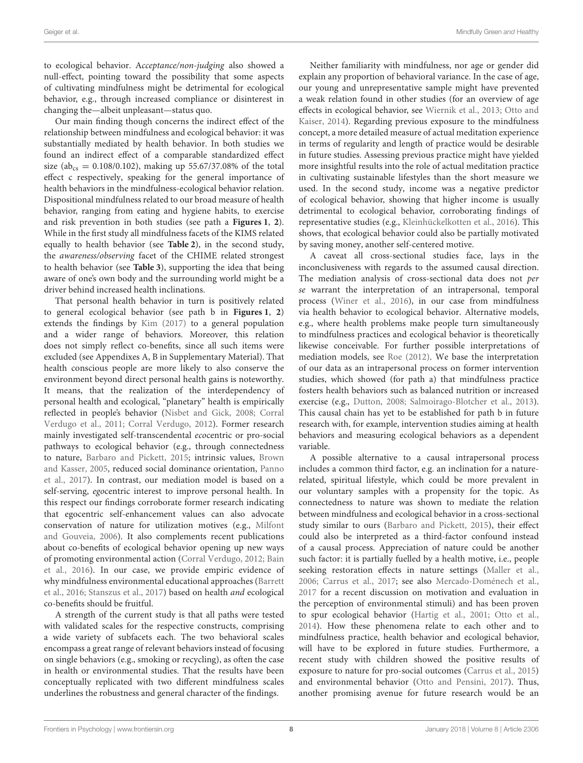to ecological behavior. A*cceptance/non-judging* also showed a null-effect, pointing toward the possibility that some aspects of cultivating mindfulness might be detrimental for ecological behavior, e.g., through increased compliance or disinterest in changing the—albeit unpleasant—status quo.

Our main finding though concerns the indirect effect of the relationship between mindfulness and ecological behavior: it was substantially mediated by health behavior. In both studies we found an indirect effect of a comparable standardized effect size ($ab_{cs}$ = 0.108/0.102), making up 55.67/37.08% of the total effect c respectively, speaking for the general importance of health behaviors in the mindfulness-ecological behavior relation. Dispositional mindfulness related to our broad measure of health behavior, ranging from eating and hygiene habits, to exercise and risk prevention in both studies (see path a **Figures 1**, **2**). While in the first study all mindfulness facets of the KIMS related equally to health behavior (see **Table 2**), in the second study, the *awareness/observing* facet of the CHIME related strongest to health behavior (see **Table 3**), supporting the idea that being aware of one's own body and the surrounding world might be a driver behind increased health inclinations.

That personal health behavior in turn is positively related to general ecological behavior (see path b in **Figures 1**, **2**) extends the findings by Kim (2017) to a general population and a wider range of behaviors. Moreover, this relation does not simply reflect co-benefits, since all such items were excluded (see Appendixes A, B in Supplementary Material). That health conscious people are more likely to also conserve the environment beyond direct personal health gains is noteworthy. It means, that the realization of the interdependency of personal health and ecological, "planetary" health is empirically reflected in people's behavior (Nisbet and Gick, 2008; Corral Verdugo et al., 2011; Corral Verdugo, 2012). Former research mainly investigated self-transcendental *eco*centric or pro-social pathways to ecological behavior (e.g., through connectedness to nature, Barbaro and Pickett, 2015; intrinsic values, Brown and Kasser, 2005, reduced social dominance orientation, Panno et al., 2017). In contrast, our mediation model is based on a self-serving, *ego*centric interest to improve personal health. In this respect our findings corroborate former research indicating that egocentric self-enhancement values can also advocate conservation of nature for utilization motives (e.g., Milfont and Gouveia, 2006). It also complements recent publications about co-benefits of ecological behavior opening up new ways of promoting environmental action (Corral Verdugo, 2012; Bain et al., 2016). In our case, we provide empiric evidence of why mindfulness environmental educational approaches (Barrett et al., 2016; Stanszus et al., 2017) based on health *and* ecological co-benefits should be fruitful.

A strength of the current study is that all paths were tested with validated scales for the respective constructs, comprising a wide variety of subfacets each. The two behavioral scales encompass a great range of relevant behaviors instead of focusing on single behaviors (e.g., smoking or recycling), as often the case in health or environmental studies. That the results have been conceptually replicated with two different mindfulness scales underlines the robustness and general character of the findings.

Neither familiarity with mindfulness, nor age or gender did explain any proportion of behavioral variance. In the case of age, our young and unrepresentative sample might have prevented a weak relation found in other studies (for an overview of age effects in ecological behavior, see Wiernik et al., 2013; Otto and Kaiser, 2014). Regarding previous exposure to the mindfulness concept, a more detailed measure of actual meditation experience in terms of regularity and length of practice would be desirable in future studies. Assessing previous practice might have yielded more insightful results into the role of actual meditation practice in cultivating sustainable lifestyles than the short measure we used. In the second study, income was a negative predictor of ecological behavior, showing that higher income is usually detrimental to ecological behavior, corroborating findings of representative studies (e.g., Kleinhückelkotten et al., 2016). This shows, that ecological behavior could also be partially motivated by saving money, another self-centered motive.

A caveat all cross-sectional studies face, lays in the inconclusiveness with regards to the assumed causal direction. The mediation analysis of cross-sectional data does not *per se* warrant the interpretation of an intrapersonal, temporal process (Winer et al., 2016), in our case from mindfulness via health behavior to ecological behavior. Alternative models, e.g., where health problems make people turn simultaneously to mindfulness practices and ecological behavior is theoretically likewise conceivable. For further possible interpretations of mediation models, see Roe (2012). We base the interpretation of our data as an intrapersonal process on former intervention studies, which showed (for path a) that mindfulness practice fosters health behaviors such as balanced nutrition or increased exercise (e.g., Dutton, 2008; Salmoirago-Blotcher et al., 2013). This causal chain has yet to be established for path b in future research with, for example, intervention studies aiming at health behaviors and measuring ecological behaviors as a dependent variable.

A possible alternative to a causal intrapersonal process includes a common third factor, e.g. an inclination for a nature-related, spiritual lifestyle, which could be more prevalent in our voluntary samples with a propensity for the topic. As connectedness to nature was shown to mediate the relation between mindfulness and ecological behavior in a cross-sectional study similar to ours (Barbaro and Pickett, 2015), their effect could also be interpreted as a third-factor confound instead of a causal process. Appreciation of nature could be another such factor: it is partially fuelled by a health motive, i.e., people seeking restoration effects in nature settings (Maller et al., 2006; Carrus et al., 2017; see also Mercado-Doménech et al., 2017 for a recent discussion on motivation and evaluation in the perception of environmental stimuli) and has been proven to spur ecological behavior (Hartig et al., 2001; Otto et al., 2014). How these phenomena relate to each other and to mindfulness practice, health behavior and ecological behavior, will have to be explored in future studies. Furthermore, a recent study with children showed the positive results of exposure to nature for pro-social outcomes (Carrus et al., 2015) and environmental behavior (Otto and Pensini, 2017). Thus, another promising avenue for future research would be an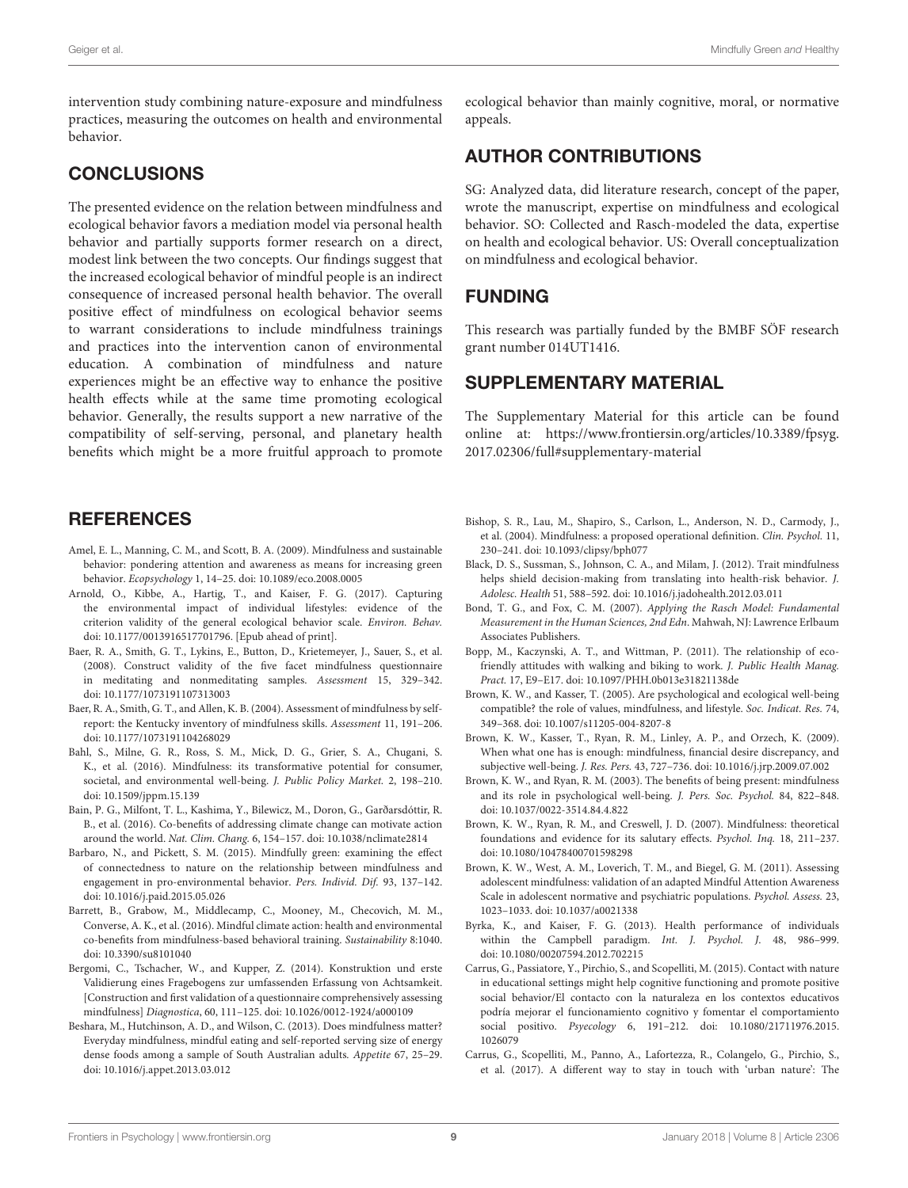intervention study combining nature-exposure and mindfulness practices, measuring the outcomes on health and environmental behavior.

## CONCLUSIONS

The presented evidence on the relation between mindfulness and ecological behavior favors a mediation model via personal health behavior and partially supports former research on a direct, modest link between the two concepts. Our findings suggest that the increased ecological behavior of mindful people is an indirect consequence of increased personal health behavior. The overall positive effect of mindfulness on ecological behavior seems to warrant considerations to include mindfulness trainings and practices into the intervention canon of environmental education. A combination of mindfulness and nature experiences might be an effective way to enhance the positive health effects while at the same time promoting ecological behavior. Generally, the results support a new narrative of the compatibility of self-serving, personal, and planetary health benefits which might be a more fruitful approach to promote ecological behavior than mainly cognitive, moral, or normative appeals.

## AUTHOR CONTRIBUTIONS

SG: Analyzed data, did literature research, concept of the paper, wrote the manuscript, expertise on mindfulness and ecological behavior. SO: Collected and Rasch-modeled the data, expertise on health and ecological behavior. US: Overall conceptualization on mindfulness and ecological behavior.

## FUNDING

This research was partially funded by the BMBF SÖF research grant number 014UT1416.

## SUPPLEMENTARY MATERIAL

The Supplementary Material for this article can be found online at: https://www.frontiersin.org/articles/10.3389/fpsyg.2017.02306/full#supplementary-material

## REFERENCES

Amel, E. L., Manning, C. M., and Scott, B. A. (2009). Mindfulness and sustainable behavior: pondering attention and awareness as means for increasing green behavior. *Ecopsychology* 1, 14–25. doi: 10.1089/eco.2008.0005

Arnold, O., Kibbe, A., Hartig, T., and Kaiser, F. G. (2017). Capturing the environmental impact of individual lifestyles: evidence of the criterion validity of the general ecological behavior scale. *Environ. Behav.* doi: 10.1177/0013916517701796. [Epub ahead of print].

Baer, R. A., Smith, G. T., Lykins, E., Button, D., Krietemeyer, J., Sauer, S., et al. (2008). Construct validity of the five facet mindfulness questionnaire in meditating and nonmeditating samples. *Assessment* 15, 329–342. doi: 10.1177/1073191107313003

Baer, R. A., Smith, G. T., and Allen, K. B. (2004). Assessment of mindfulness by self-report: the Kentucky inventory of mindfulness skills. *Assessment* 11, 191–206. doi: 10.1177/1073191104268029

Bahl, S., Milne, G. R., Ross, S. M., Mick, D. G., Grier, S. A., Chugani, S. K., et al. (2016). Mindfulness: its transformative potential for consumer, societal, and environmental well-being. *J. Public Policy Market.* 2, 198–210. doi: 10.1509/jppm.15.139

Bain, P. G., Milfont, T. L., Kashima, Y., Bilewicz, M., Doron, G., Garðarsdóttir, R. B., et al. (2016). Co-benefits of addressing climate change can motivate action around the world. *Nat. Clim. Chang.* 6, 154–157. doi: 10.1038/nclimate2814

Barbaro, N., and Pickett, S. M. (2015). Mindfully green: examining the effect of connectedness to nature on the relationship between mindfulness and engagement in pro-environmental behavior. *Pers. Individ. Dif.* 93, 137–142. doi: 10.1016/j.paid.2015.05.026

Barrett, B., Grabow, M., Middlecamp, C., Mooney, M., Checovich, M. M., Converse, A. K., et al. (2016). Mindful climate action: health and environmental co-benefits from mindfulness-based behavioral training. *Sustainability* 8:1040. doi: 10.3390/su8101040

Bergomi, C., Tschacher, W., and Kupper, Z. (2014). Konstruktion und erste Validierung eines Fragebogens zur umfassenden Erfassung von Achtsamkeit. [Construction and first validation of a questionnaire comprehensively assessing mindfulness] *Diagnostica*, 60, 111–125. doi: 10.1026/0012-1924/a000109

Beshara, M., Hutchinson, A. D., and Wilson, C. (2013). Does mindfulness matter? Everyday mindfulness, mindful eating and self-reported serving size of energy dense foods among a sample of South Australian adults. *Appetite* 67, 25–29. doi: 10.1016/j.appet.2013.03.012

Bishop, S. R., Lau, M., Shapiro, S., Carlson, L., Anderson, N. D., Carmody, J., et al. (2004). Mindfulness: a proposed operational definition. *Clin. Psychol.* 11, 230–241. doi: 10.1093/clipsy/bph077

Black, D. S., Sussman, S., Johnson, C. A., and Milam, J. (2012). Trait mindfulness helps shield decision-making from translating into health-risk behavior. *J. Adolesc. Health* 51, 588–592. doi: 10.1016/j.jadohealth.2012.03.011

Bond, T. G., and Fox, C. M. (2007). *Applying the Rasch Model: Fundamental Measurement in the Human Sciences, 2nd Edn*. Mahwah, NJ: Lawrence Erlbaum Associates Publishers.

Bopp, M., Kaczynski, A. T., and Wittman, P. (2011). The relationship of eco-friendly attitudes with walking and biking to work. *J. Public Health Manag. Pract.* 17, E9–E17. doi: 10.1097/PHH.0b013e31821138de

Brown, K. W., and Kasser, T. (2005). Are psychological and ecological well-being compatible? the role of values, mindfulness, and lifestyle. *Soc. Indicat. Res.* 74, 349–368. doi: 10.1007/s11205-004-8207-8

Brown, K. W., Kasser, T., Ryan, R. M., Linley, A. P., and Orzech, K. (2009). When what one has is enough: mindfulness, financial desire discrepancy, and subjective well-being. *J. Res. Pers.* 43, 727–736. doi: 10.1016/j.jrp.2009.07.002

Brown, K. W., and Ryan, R. M. (2003). The benefits of being present: mindfulness and its role in psychological well-being. *J. Pers. Soc. Psychol.* 84, 822–848. doi: 10.1037/0022-3514.84.4.822

Brown, K. W., Ryan, R. M., and Creswell, J. D. (2007). Mindfulness: theoretical foundations and evidence for its salutary effects. *Psychol. Inq.* 18, 211–237. doi: 10.1080/10478400701598298

Brown, K. W., West, A. M., Loverich, T. M., and Biegel, G. M. (2011). Assessing adolescent mindfulness: validation of an adapted Mindful Attention Awareness Scale in adolescent normative and psychiatric populations. *Psychol. Assess.* 23, 1023–1033. doi: 10.1037/a0021338

Byrka, K., and Kaiser, F. G. (2013). Health performance of individuals within the Campbell paradigm. *Int. J. Psychol. J.* 48, 986–999. doi: 10.1080/00207594.2012.702215

Carrus, G., Passiatore, Y., Pirchio, S., and Scopelliti, M. (2015). Contact with nature in educational settings might help cognitive functioning and promote positive social behavior/El contacto con la naturaleza en los contextos educativos podría mejorar el funcionamiento cognitivo y fomentar el comportamiento social positivo. *Psyecology* 6, 191–212. doi: 10.1080/21711976.2015.1026079

Carrus, G., Scopelliti, M., Panno, A., Lafortezza, R., Colangelo, G., Pirchio, S., et al. (2017). A different way to stay in touch with 'urban nature': The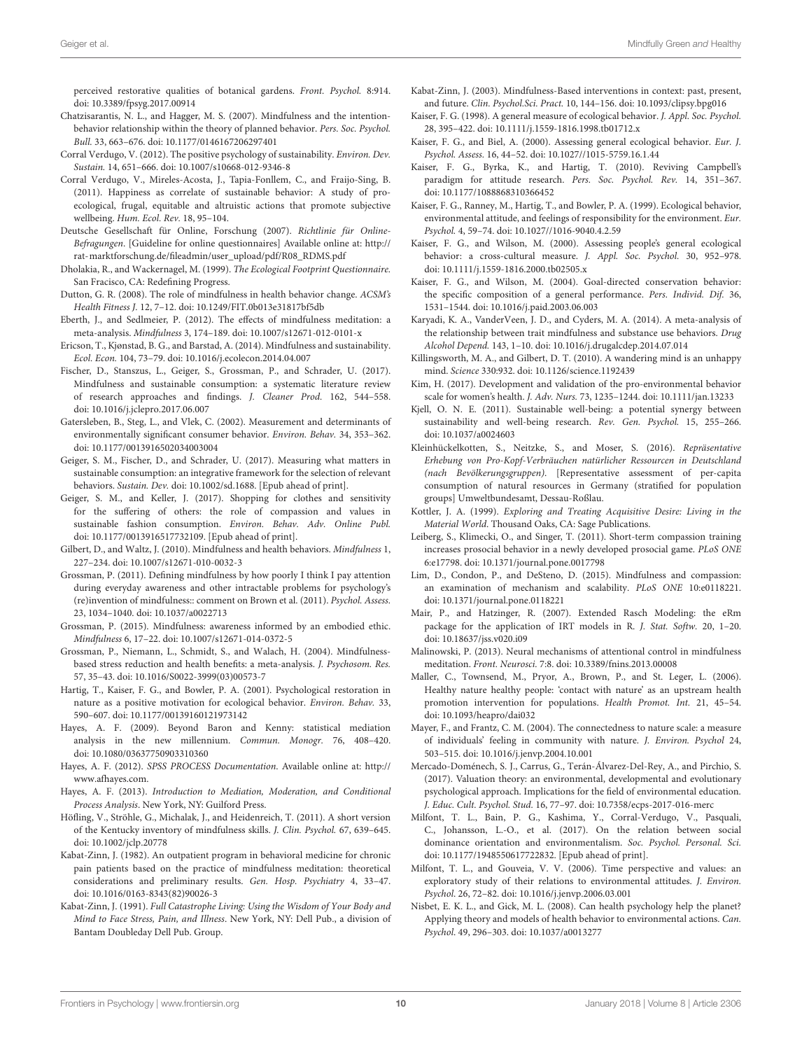perceived restorative qualities of botanical gardens. *Front. Psychol.* 8:914. doi: 10.3389/fpsyg.2017.00914

Chatzisarantis, N. L., and Hagger, M. S. (2007). Mindfulness and the intention-behavior relationship within the theory of planned behavior. *Pers. Soc. Psychol. Bull.* 33, 663–676. doi: 10.1177/0146167206297401

Corral Verdugo, V. (2012). The positive psychology of sustainability. *Environ. Dev. Sustain.* 14, 651–666. doi: 10.1007/s10668-012-9346-8

Corral Verdugo, V., Mireles-Acosta, J., Tapia-Fonllem, C., and Fraijo-Sing, B. (2011). Happiness as correlate of sustainable behavior: A study of pro-ecological, frugal, equitable and altruistic actions that promote subjective wellbeing. *Hum. Ecol. Rev.* 18, 95–104.

Deutsche Gesellschaft für Online, Forschung (2007). *Richtlinie für Online-Befragungen*. [Guideline for online questionnaires] Available online at: http://rat-marktforschung.de/fileadmin/user_upload/pdf/R08_RDMS.pdf

Dholakia, R., and Wackernagel, M. (1999). *The Ecological Footprint Questionnaire*. San Fracisco, CA: Redefining Progress.

Dutton, G. R. (2008). The role of mindfulness in health behavior change. *ACSM's Health Fitness J.* 12, 7–12. doi: 10.1249/FIT.0b013e31817bf5db

Eberth, J., and Sedlmeier, P. (2012). The effects of mindfulness meditation: a meta-analysis. *Mindfulness* 3, 174–189. doi: 10.1007/s12671-012-0101-x

Ericson, T., Kjønstad, B. G., and Barstad, A. (2014). Mindfulness and sustainability. *Ecol. Econ.* 104, 73–79. doi: 10.1016/j.ecolecon.2014.04.007

Fischer, D., Stanszus, L., Geiger, S., Grossman, P., and Schrader, U. (2017). Mindfulness and sustainable consumption: a systematic literature review of research approaches and findings. *J. Cleaner Prod.* 162, 544–558. doi: 10.1016/j.jclepro.2017.06.007

Gatersleben, B., Steg, L., and Vlek, C. (2002). Measurement and determinants of environmentally significant consumer behavior. *Environ. Behav.* 34, 353–362. doi: 10.1177/0013916502034003004

Geiger, S. M., Fischer, D., and Schrader, U. (2017). Measuring what matters in sustainable consumption: an integrative framework for the selection of relevant behaviors. *Sustain. Dev.* doi: 10.1002/sd.1688. [Epub ahead of print].

Geiger, S. M., and Keller, J. (2017). Shopping for clothes and sensitivity for the suffering of others: the role of compassion and values in sustainable fashion consumption. *Environ. Behav. Adv. Online Publ.* doi: 10.1177/0013916517732109. [Epub ahead of print].

Gilbert, D., and Waltz, J. (2010). Mindfulness and health behaviors. *Mindfulness* 1, 227–234. doi: 10.1007/s12671-010-0032-3

Grossman, P. (2011). Defining mindfulness by how poorly I think I pay attention during everyday awareness and other intractable problems for psychology's (re)invention of mindfulness:: comment on Brown et al. (2011). *Psychol. Assess.* 23, 1034–1040. doi: 10.1037/a0022713

Grossman, P. (2015). Mindfulness: awareness informed by an embodied ethic. *Mindfulness* 6, 17–22. doi: 10.1007/s12671-014-0372-5

Grossman, P., Niemann, L., Schmidt, S., and Walach, H. (2004). Mindfulness-based stress reduction and health benefits: a meta-analysis. *J. Psychosom. Res.* 57, 35–43. doi: 10.1016/S0022-3999(03)00573-7

Hartig, T., Kaiser, F. G., and Bowler, P. A. (2001). Psychological restoration in nature as a positive motivation for ecological behavior. *Environ. Behav.* 33, 590–607. doi: 10.1177/00139160121973142

Hayes, A. F. (2009). Beyond Baron and Kenny: statistical mediation analysis in the new millennium. *Commun. Monogr.* 76, 408–420. doi: 10.1080/03637750903310360

Hayes, A. F. (2012). *SPSS PROCESS Documentation*. Available online at: http://www.afhayes.com.

Hayes, A. F. (2013). *Introduction to Mediation, Moderation, and Conditional Process Analysis*. New York, NY: Guilford Press.

Höfling, V., Ströhle, G., Michalak, J., and Heidenreich, T. (2011). A short version of the Kentucky inventory of mindfulness skills. *J. Clin. Psychol.* 67, 639–645. doi: 10.1002/jclp.20778

Kabat-Zinn, J. (1982). An outpatient program in behavioral medicine for chronic pain patients based on the practice of mindfulness meditation: theoretical considerations and preliminary results. *Gen. Hosp. Psychiatry* 4, 33–47. doi: 10.1016/0163-8343(82)90026-3

Kabat-Zinn, J. (1991). *Full Catastrophe Living: Using the Wisdom of Your Body and Mind to Face Stress, Pain, and Illness*. New York, NY: Dell Pub., a division of Bantam Doubleday Dell Pub. Group.

Kabat-Zinn, J. (2003). Mindfulness-Based interventions in context: past, present, and future. *Clin. Psychol.Sci. Pract.* 10, 144–156. doi: 10.1093/clipsy.bpg016

Kaiser, F. G. (1998). A general measure of ecological behavior. *J. Appl. Soc. Psychol.* 28, 395–422. doi: 10.1111/j.1559-1816.1998.tb01712.x

Kaiser, F. G., and Biel, A. (2000). Assessing general ecological behavior. *Eur. J. Psychol. Assess.* 16, 44–52. doi: 10.1027//1015-5759.16.1.44

Kaiser, F. G., Byrka, K., and Hartig, T. (2010). Reviving Campbell's paradigm for attitude research. *Pers. Soc. Psychol. Rev.* 14, 351–367. doi: 10.1177/1088868310366452

Kaiser, F. G., Ranney, M., Hartig, T., and Bowler, P. A. (1999). Ecological behavior, environmental attitude, and feelings of responsibility for the environment. *Eur. Psychol.* 4, 59–74. doi: 10.1027//1016-9040.4.2.59

Kaiser, F. G., and Wilson, M. (2000). Assessing people's general ecological behavior: a cross-cultural measure. *J. Appl. Soc. Psychol.* 30, 952–978. doi: 10.1111/j.1559-1816.2000.tb02505.x

Kaiser, F. G., and Wilson, M. (2004). Goal-directed conservation behavior: the specific composition of a general performance. *Pers. Individ. Dif.* 36, 1531–1544. doi: 10.1016/j.paid.2003.06.003

Karyadi, K. A., VanderVeen, J. D., and Cyders, M. A. (2014). A meta-analysis of the relationship between trait mindfulness and substance use behaviors. *Drug Alcohol Depend.* 143, 1–10. doi: 10.1016/j.drugalcdep.2014.07.014

Killingsworth, M. A., and Gilbert, D. T. (2010). A wandering mind is an unhappy mind. *Science* 330:932. doi: 10.1126/science.1192439

Kim, H. (2017). Development and validation of the pro-environmental behavior scale for women's health. *J. Adv. Nurs.* 73, 1235–1244. doi: 10.1111/jan.13233

Kjell, O. N. E. (2011). Sustainable well-being: a potential synergy between sustainability and well-being research. *Rev. Gen. Psychol.* 15, 255–266. doi: 10.1037/a0024603

Kleinhückelkotten, S., Neitzke, S., and Moser, S. (2016). *Repräsentative Erhebung von Pro-Kopf-Verbräuchen natürlicher Ressourcen in Deutschland (nach Bevölkerungsgruppen)*. [Representative assessment of per-capita consumption of natural resources in Germany (stratified for population groups] Umweltbundesamt, Dessau-Roßlau.

Kottler, J. A. (1999). *Exploring and Treating Acquisitive Desire: Living in the Material World*. Thousand Oaks, CA: Sage Publications.

Leiberg, S., Klimecki, O., and Singer, T. (2011). Short-term compassion training increases prosocial behavior in a newly developed prosocial game. *PLoS ONE* 6:e17798. doi: 10.1371/journal.pone.0017798

Lim, D., Condon, P., and DeSteno, D. (2015). Mindfulness and compassion: an examination of mechanism and scalability. *PLoS ONE* 10:e0118221. doi: 10.1371/journal.pone.0118221

Mair, P., and Hatzinger, R. (2007). Extended Rasch Modeling: the eRm package for the application of IRT models in R. *J. Stat. Softw.* 20, 1–20. doi: 10.18637/jss.v020.i09

Malinowski, P. (2013). Neural mechanisms of attentional control in mindfulness meditation. *Front. Neurosci.* 7:8. doi: 10.3389/fnins.2013.00008

Maller, C., Townsend, M., Pryor, A., Brown, P., and St. Leger, L. (2006). Healthy nature healthy people: 'contact with nature' as an upstream health promotion intervention for populations. *Health Promot. Int.* 21, 45–54. doi: 10.1093/heapro/dai032

Mayer, F., and Frantz, C. M. (2004). The connectedness to nature scale: a measure of individuals' feeling in community with nature. *J. Environ. Psychol* 24, 503–515. doi: 10.1016/j.jenvp.2004.10.001

Mercado-Doménech, S. J., Carrus, G., Terán-Álvarez-Del-Rey, A., and Pirchio, S. (2017). Valuation theory: an environmental, developmental and evolutionary psychological approach. Implications for the field of environmental education. *J. Educ. Cult. Psychol. Stud.* 16, 77–97. doi: 10.7358/ecps-2017-016-merc

Milfont, T. L., Bain, P. G., Kashima, Y., Corral-Verdugo, V., Pasquali, C., Johansson, L.-O., et al. (2017). On the relation between social dominance orientation and environmentalism. *Soc. Psychol. Personal. Sci.* doi: 10.1177/1948550617722832. [Epub ahead of print].

Milfont, T. L., and Gouveia, V. V. (2006). Time perspective and values: an exploratory study of their relations to environmental attitudes. *J. Environ. Psychol.* 26, 72–82. doi: 10.1016/j.jenvp.2006.03.001

Nisbet, E. K. L., and Gick, M. L. (2008). Can health psychology help the planet? Applying theory and models of health behavior to environmental actions. *Can. Psychol.* 49, 296–303. doi: 10.1037/a0013277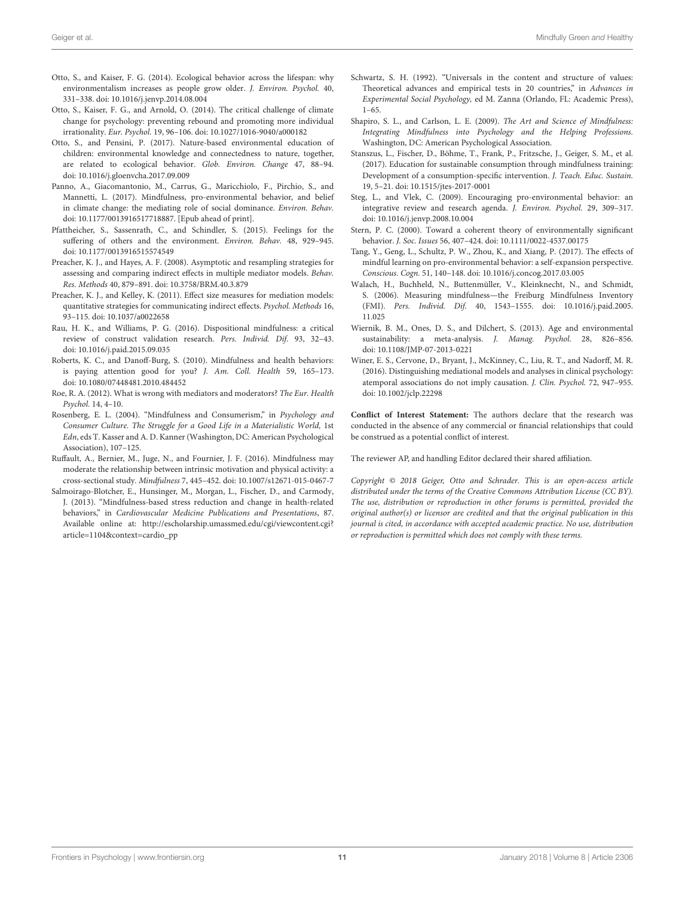Otto, S., and Kaiser, F. G. (2014). Ecological behavior across the lifespan: why environmentalism increases as people grow older. *J. Environ. Psychol.* 40, 331–338. doi: 10.1016/j.jenvp.2014.08.004

Otto, S., Kaiser, F. G., and Arnold, O. (2014). The critical challenge of climate change for psychology: preventing rebound and promoting more individual irrationality. *Eur. Psychol.* 19, 96–106. doi: 10.1027/1016-9040/a000182

Otto, S., and Pensini, P. (2017). Nature-based environmental education of children: environmental knowledge and connectedness to nature, together, are related to ecological behavior. *Glob. Environ. Change* 47, 88–94. doi: 10.1016/j.gloenvcha.2017.09.009

Panno, A., Giacomantonio, M., Carrus, G., Maricchiolo, F., Pirchio, S., and Mannetti, L. (2017). Mindfulness, pro-environmental behavior, and belief in climate change: the mediating role of social dominance. *Environ. Behav.* doi: 10.1177/0013916517718887. [Epub ahead of print].

Pfattheicher, S., Sassenrath, C., and Schindler, S. (2015). Feelings for the suffering of others and the environment. *Environ. Behav.* 48, 929–945. doi: 10.1177/0013916515574549

Preacher, K. J., and Hayes, A. F. (2008). Asymptotic and resampling strategies for assessing and comparing indirect effects in multiple mediator models. *Behav. Res. Methods* 40, 879–891. doi: 10.3758/BRM.40.3.879

Preacher, K. J., and Kelley, K. (2011). Effect size measures for mediation models: quantitative strategies for communicating indirect effects. *Psychol. Methods* 16, 93–115. doi: 10.1037/a0022658

Rau, H. K., and Williams, P. G. (2016). Dispositional mindfulness: a critical review of construct validation research. *Pers. Individ. Dif.* 93, 32–43. doi: 10.1016/j.paid.2015.09.035

Roberts, K. C., and Danoff-Burg, S. (2010). Mindfulness and health behaviors: is paying attention good for you? *J. Am. Coll. Health* 59, 165–173. doi: 10.1080/07448481.2010.484452

Roe, R. A. (2012). What is wrong with mediators and moderators? *The Eur. Health Psychol.* 14, 4–10.

Rosenberg, E. L. (2004). "Mindfulness and Consumerism," in *Psychology and Consumer Culture. The Struggle for a Good Life in a Materialistic World,* 1st *Edn*, eds T. Kasser and A. D. Kanner (Washington, DC: American Psychological Association), 107–125.

Ruffault, A., Bernier, M., Juge, N., and Fournier, J. F. (2016). Mindfulness may moderate the relationship between intrinsic motivation and physical activity: a cross-sectional study. *Mindfulness* 7, 445–452. doi: 10.1007/s12671-015-0467-7

Salmoirago-Blotcher, E., Hunsinger, M., Morgan, L., Fischer, D., and Carmody, J. (2013). "Mindfulness-based stress reduction and change in health-related behaviors," in *Cardiovascular Medicine Publications and Presentations*, 87. Available online at: http://escholarship.umassmed.edu/cgi/viewcontent.cgi?article=1104&context=cardio_pp

Schwartz, S. H. (1992). "Universals in the content and structure of values: Theoretical advances and empirical tests in 20 countries," in *Advances in Experimental Social Psychology,* ed M. Zanna (Orlando, FL: Academic Press), 1–65.

Shapiro, S. L., and Carlson, L. E. (2009). *The Art and Science of Mindfulness: Integrating Mindfulness into Psychology and the Helping Professions.* Washington, DC: American Psychological Association.

Stanszus, L., Fischer, D., Böhme, T., Frank, P., Fritzsche, J., Geiger, S. M., et al. (2017). Education for sustainable consumption through mindfulness training: Development of a consumption-specific intervention. *J. Teach. Educ. Sustain.* 19, 5–21. doi: 10.1515/jtes-2017-0001

Steg, L., and Vlek, C. (2009). Encouraging pro-environmental behavior: an integrative review and research agenda. *J. Environ. Psychol.* 29, 309–317. doi: 10.1016/j.jenvp.2008.10.004

Stern, P. C. (2000). Toward a coherent theory of environmentally significant behavior. *J. Soc. Issues* 56, 407–424. doi: 10.1111/0022-4537.00175

Tang, Y., Geng, L., Schultz, P. W., Zhou, K., and Xiang, P. (2017). The effects of mindful learning on pro-environmental behavior: a self-expansion perspective. *Conscious. Cogn.* 51, 140–148. doi: 10.1016/j.concog.2017.03.005

Walach, H., Buchheld, N., Buttenmüller, V., Kleinknecht, N., and Schmidt, S. (2006). Measuring mindfulness—the Freiburg Mindfulness Inventory (FMI). *Pers. Individ. Dif.* 40, 1543–1555. doi: 10.1016/j.paid.2005.11.025

Wiernik, B. M., Ones, D. S., and Dilchert, S. (2013). Age and environmental sustainability: a meta-analysis. *J. Manag. Psychol.* 28, 826–856. doi: 10.1108/JMP-07-2013-0221

Winer, E. S., Cervone, D., Bryant, J., McKinney, C., Liu, R. T., and Nadorff, M. R. (2016). Distinguishing mediational models and analyses in clinical psychology: atemporal associations do not imply causation. *J. Clin. Psychol.* 72, 947–955. doi: 10.1002/jclp.22298

**Conflict of Interest Statement:** The authors declare that the research was conducted in the absence of any commercial or financial relationships that could be construed as a potential conflict of interest.

The reviewer AP, and handling Editor declared their shared affiliation.

*Copyright © 2018 Geiger, Otto and Schrader. This is an open-access article distributed under the terms of the Creative Commons Attribution License (CC BY). The use, distribution or reproduction in other forums is permitted, provided the original author(s) or licensor are credited and that the original publication in this journal is cited, in accordance with accepted academic practice. No use, distribution or reproduction is permitted which does not comply with these terms.*